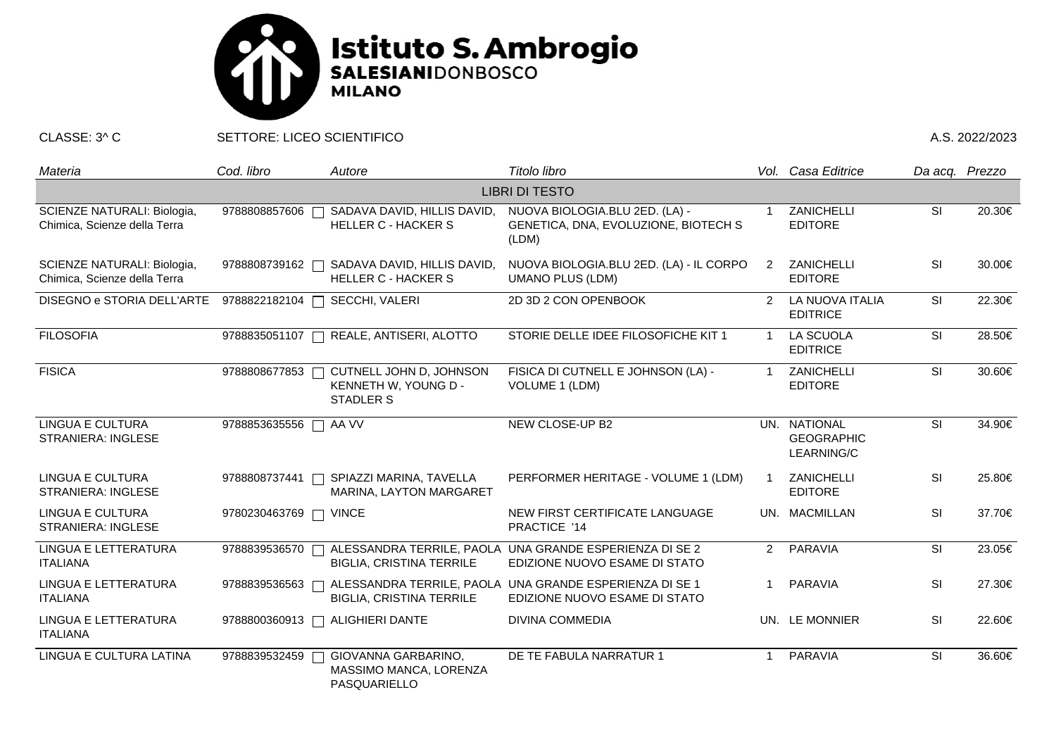# Istituto S. Ambrogio
**SALESIANI**DONBOSCO
**MILANO**

CLASSE: 3^ C | SETTORE: LICEO SCIENTIFICO | A.S. 2022/2023

| *Materia* | *Cod. libro* | *Autore* | *Titolo libro* | *Vol.* | *Casa Editrice* | *Da acq.* | *Prezzo* |
|---|---|---|---|---|---|---|---|
| | | | LIBRI DI TESTO | | | | |
| SCIENZE NATURALI: Biologia, Chimica, Scienze della Terra | 9788808857606 | SADAVA DAVID, HILLIS DAVID, HELLER C - HACKER S | NUOVA BIOLOGIA.BLU 2ED. (LA) - GENETICA, DNA, EVOLUZIONE, BIOTECH S (LDM) | 1 | ZANICHELLI EDITORE | SI | 20.30€ |
| SCIENZE NATURALI: Biologia, Chimica, Scienze della Terra | 9788808739162 | SADAVA DAVID, HILLIS DAVID, HELLER C - HACKER S | NUOVA BIOLOGIA.BLU 2ED. (LA) - IL CORPO UMANO PLUS (LDM) | 2 | ZANICHELLI EDITORE | SI | 30.00€ |
| DISEGNO e STORIA DELL'ARTE | 9788822182104 | SECCHI, VALERI | 2D 3D 2 CON OPENBOOK | 2 | LA NUOVA ITALIA EDITRICE | SI | 22.30€ |
| FILOSOFIA | 9788835051107 | REALE, ANTISERI, ALOTTO | STORIE DELLE IDEE FILOSOFICHE KIT 1 | 1 | LA SCUOLA EDITRICE | SI | 28.50€ |
| FISICA | 9788808677853 | CUTNELL JOHN D, JOHNSON KENNETH W, YOUNG D - STADLER S | FISICA DI CUTNELL E JOHNSON (LA) - VOLUME 1 (LDM) | 1 | ZANICHELLI EDITORE | SI | 30.60€ |
| LINGUA E CULTURA STRANIERA: INGLESE | 9788853635556 | AA VV | NEW CLOSE-UP B2 | UN. | NATIONAL GEOGRAPHIC LEARNING/C | SI | 34.90€ |
| LINGUA E CULTURA STRANIERA: INGLESE | 9788808737441 | SPIAZZI MARINA, TAVELLA MARINA, LAYTON MARGARET | PERFORMER HERITAGE - VOLUME 1 (LDM) | 1 | ZANICHELLI EDITORE | SI | 25.80€ |
| LINGUA E CULTURA STRANIERA: INGLESE | 9780230463769 | VINCE | NEW FIRST CERTIFICATE LANGUAGE PRACTICE '14 | UN. | MACMILLAN | SI | 37.70€ |
| LINGUA E LETTERATURA ITALIANA | 9788839536570 | ALESSANDRA TERRILE, PAOLA BIGLIA, CRISTINA TERRILE | UNA GRANDE ESPERIENZA DI SE 2 EDIZIONE NUOVO ESAME DI STATO | 2 | PARAVIA | SI | 23.05€ |
| LINGUA E LETTERATURA ITALIANA | 9788839536563 | ALESSANDRA TERRILE, PAOLA BIGLIA, CRISTINA TERRILE | UNA GRANDE ESPERIENZA DI SE 1 EDIZIONE NUOVO ESAME DI STATO | 1 | PARAVIA | SI | 27.30€ |
| LINGUA E LETTERATURA ITALIANA | 9788800360913 | ALIGHIERI DANTE | DIVINA COMMEDIA | UN. | LE MONNIER | SI | 22.60€ |
| LINGUA E CULTURA LATINA | 9788839532459 | GIOVANNA GARBARINO, MASSIMO MANCA, LORENZA PASQUARIELLO | DE TE FABULA NARRATUR 1 | 1 | PARAVIA | SI | 36.60€ |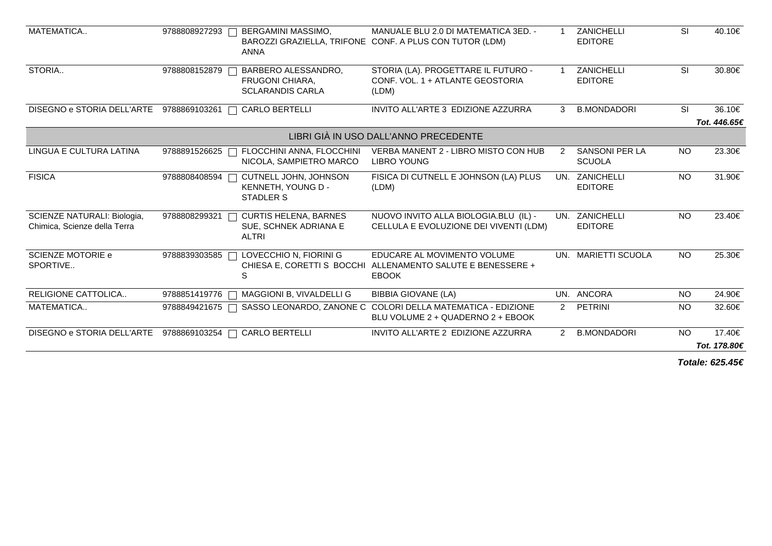| | | | | | | | |
|---|---|---|---|---|---|---|---|
| MATEMATICA.. | 9788808927293 | BERGAMINI MASSIMO, BAROZZI GRAZIELLA, TRIFONE ANNA | MANUALE BLU 2.0 DI MATEMATICA 3ED. - CONF. A PLUS CON TUTOR (LDM) | 1 | ZANICHELLI EDITORE | SI | 40.10€ |
| STORIA.. | 9788808152879 | BARBERO ALESSANDRO, FRUGONI CHIARA, SCLARANDIS CARLA | STORIA (LA). PROGETTARE IL FUTURO - CONF. VOL. 1 + ATLANTE GEOSTORIA (LDM) | 1 | ZANICHELLI EDITORE | SI | 30.80€ |
| DISEGNO e STORIA DELL'ARTE | 9788869103261 | CARLO BERTELLI | INVITO ALL'ARTE 3 EDIZIONE AZZURRA | 3 | B.MONDADORI | SI | 36.10€ |
| | | | | | | | ***Tot. 446.65€*** |
| | | | **LIBRI GIÀ IN USO DALL'ANNO PRECEDENTE** | | | | |
| LINGUA E CULTURA LATINA | 9788891526625 | FLOCCHINI ANNA, FLOCCHINI NICOLA, SAMPIETRO MARCO | VERBA MANENT 2 - LIBRO MISTO CON HUB LIBRO YOUNG | 2 | SANSONI PER LA SCUOLA | NO | 23.30€ |
| FISICA | 9788808408594 | CUTNELL JOHN, JOHNSON KENNETH, YOUNG D - STADLER S | FISICA DI CUTNELL E JOHNSON (LA) PLUS (LDM) | UN. | ZANICHELLI EDITORE | NO | 31.90€ |
| SCIENZE NATURALI: Biologia, Chimica, Scienze della Terra | 9788808299321 | CURTIS HELENA, BARNES SUE, SCHNEK ADRIANA E ALTRI | NUOVO INVITO ALLA BIOLOGIA.BLU (IL) - CELLULA E EVOLUZIONE DEI VIVENTI (LDM) | UN. | ZANICHELLI EDITORE | NO | 23.40€ |
| SCIENZE MOTORIE e SPORTIVE.. | 9788839303585 | LOVECCHIO N, FIORINI G CHIESA E, CORETTI S BOCCHI S | EDUCARE AL MOVIMENTO VOLUME ALLENAMENTO SALUTE E BENESSERE + EBOOK | UN. | MARIETTI SCUOLA | NO | 25.30€ |
| RELIGIONE CATTOLICA.. | 9788851419776 | MAGGIONI B, VIVALDELLI G | BIBBIA GIOVANE (LA) | UN. | ANCORA | NO | 24.90€ |
| MATEMATICA.. | 9788849421675 | SASSO LEONARDO, ZANONE C | COLORI DELLA MATEMATICA - EDIZIONE BLU VOLUME 2 + QUADERNO 2 + EBOOK | 2 | PETRINI | NO | 32.60€ |
| DISEGNO e STORIA DELL'ARTE | 9788869103254 | CARLO BERTELLI | INVITO ALL'ARTE 2 EDIZIONE AZZURRA | 2 | B.MONDADORI | NO | 17.40€ |
| | | | | | | | ***Tot. 178.80€*** |

***Totale: 625.45€***